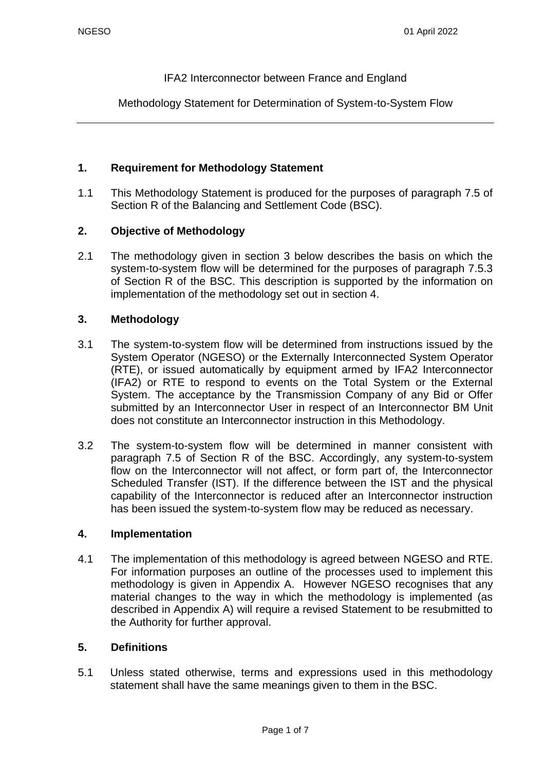IFA2 Interconnector between France and England

Methodology Statement for Determination of System-to-System Flow

---

## 1. Requirement for Methodology Statement

1.1 This Methodology Statement is produced for the purposes of paragraph 7.5 of Section R of the Balancing and Settlement Code (BSC).

## 2. Objective of Methodology

2.1 The methodology given in section 3 below describes the basis on which the system-to-system flow will be determined for the purposes of paragraph 7.5.3 of Section R of the BSC. This description is supported by the information on implementation of the methodology set out in section 4.

## 3. Methodology

3.1 The system-to-system flow will be determined from instructions issued by the System Operator (NGESO) or the Externally Interconnected System Operator (RTE), or issued automatically by equipment armed by IFA2 Interconnector (IFA2) or RTE to respond to events on the Total System or the External System. The acceptance by the Transmission Company of any Bid or Offer submitted by an Interconnector User in respect of an Interconnector BM Unit does not constitute an Interconnector instruction in this Methodology.

3.2 The system-to-system flow will be determined in manner consistent with paragraph 7.5 of Section R of the BSC. Accordingly, any system-to-system flow on the Interconnector will not affect, or form part of, the Interconnector Scheduled Transfer (IST). If the difference between the IST and the physical capability of the Interconnector is reduced after an Interconnector instruction has been issued the system-to-system flow may be reduced as necessary.

## 4. Implementation

4.1 The implementation of this methodology is agreed between NGESO and RTE. For information purposes an outline of the processes used to implement this methodology is given in Appendix A. However NGESO recognises that any material changes to the way in which the methodology is implemented (as described in Appendix A) will require a revised Statement to be resubmitted to the Authority for further approval.

## 5. Definitions

5.1 Unless stated otherwise, terms and expressions used in this methodology statement shall have the same meanings given to them in the BSC.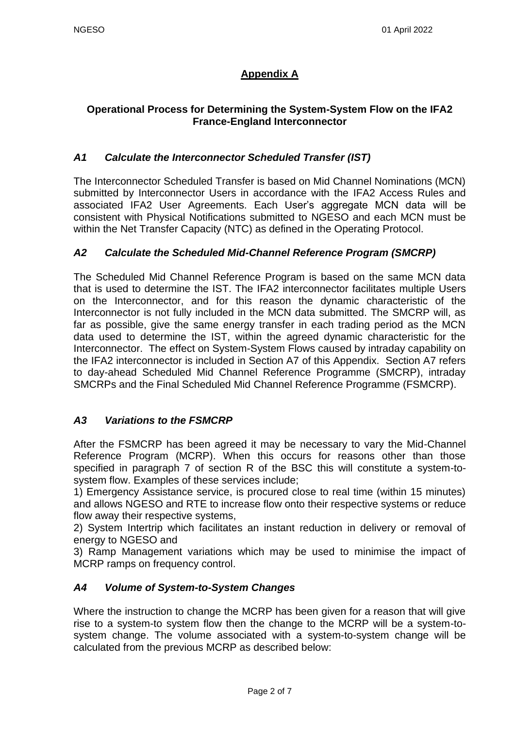## Appendix A

### Operational Process for Determining the System-System Flow on the IFA2 France-England Interconnector

### *A1 Calculate the Interconnector Scheduled Transfer (IST)*

The Interconnector Scheduled Transfer is based on Mid Channel Nominations (MCN) submitted by Interconnector Users in accordance with the IFA2 Access Rules and associated IFA2 User Agreements. Each User's aggregate MCN data will be consistent with Physical Notifications submitted to NGESO and each MCN must be within the Net Transfer Capacity (NTC) as defined in the Operating Protocol.

### *A2 Calculate the Scheduled Mid-Channel Reference Program (SMCRP)*

The Scheduled Mid Channel Reference Program is based on the same MCN data that is used to determine the IST. The IFA2 interconnector facilitates multiple Users on the Interconnector, and for this reason the dynamic characteristic of the Interconnector is not fully included in the MCN data submitted. The SMCRP will, as far as possible, give the same energy transfer in each trading period as the MCN data used to determine the IST, within the agreed dynamic characteristic for the Interconnector. The effect on System-System Flows caused by intraday capability on the IFA2 interconnector is included in Section A7 of this Appendix. Section A7 refers to day-ahead Scheduled Mid Channel Reference Programme (SMCRP), intraday SMCRPs and the Final Scheduled Mid Channel Reference Programme (FSMCRP).

### *A3 Variations to the FSMCRP*

After the FSMCRP has been agreed it may be necessary to vary the Mid-Channel Reference Program (MCRP). When this occurs for reasons other than those specified in paragraph 7 of section R of the BSC this will constitute a system-to-system flow. Examples of these services include;

1) Emergency Assistance service, is procured close to real time (within 15 minutes) and allows NGESO and RTE to increase flow onto their respective systems or reduce flow away their respective systems,

2) System Intertrip which facilitates an instant reduction in delivery or removal of energy to NGESO and

3) Ramp Management variations which may be used to minimise the impact of MCRP ramps on frequency control.

### *A4 Volume of System-to-System Changes*

Where the instruction to change the MCRP has been given for a reason that will give rise to a system-to system flow then the change to the MCRP will be a system-to-system change. The volume associated with a system-to-system change will be calculated from the previous MCRP as described below: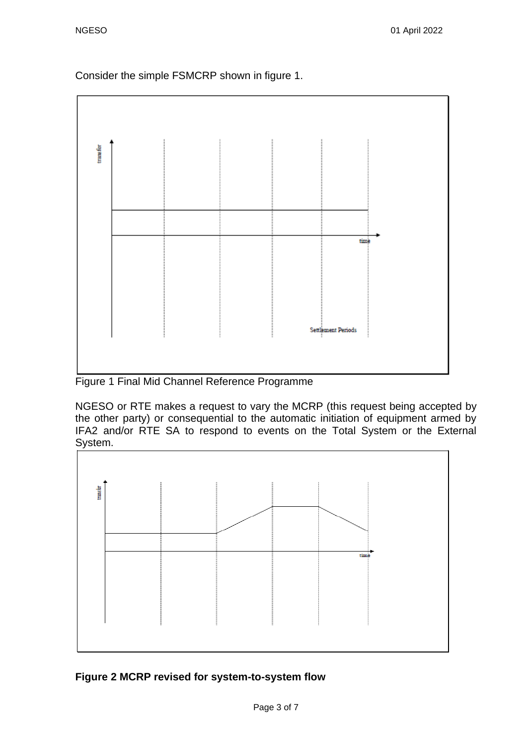Consider the simple FSMCRP shown in figure 1.

Figure 1 Final Mid Channel Reference Programme

NGESO or RTE makes a request to vary the MCRP (this request being accepted by the other party) or consequential to the automatic initiation of equipment armed by IFA2 and/or RTE SA to respond to events on the Total System or the External System.

**Figure 2 MCRP revised for system-to-system flow**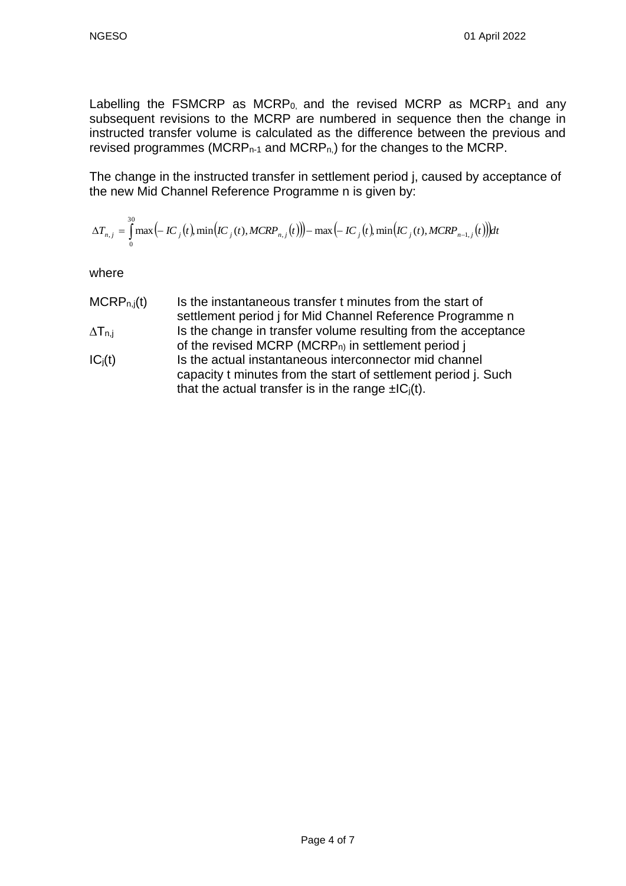Labelling the FSMCRP as $MCRP_0$, and the revised MCRP as $MCRP_1$ and any subsequent revisions to the MCRP are numbered in sequence then the change in instructed transfer volume is calculated as the difference between the previous and revised programmes ($MCRP_{n-1}$ and $MCRP_n$) for the changes to the MCRP.

The change in the instructed transfer in settlement period j, caused by acceptance of the new Mid Channel Reference Programme n is given by:

$$\Delta T_{n,j} = \int_0^{30} \max\left(-IC_j(t), \min\left(IC_j(t), MCRP_{n,j}(t)\right)\right) - \max\left(-IC_j(t), \min\left(IC_j(t), MCRP_{n-1,j}(t)\right)\right) dt$$

where

| | |
|---|---|
| $MCRP_{n,j}(t)$ | Is the instantaneous transfer t minutes from the start of settlement period j for Mid Channel Reference Programme n |
| $\Delta T_{n,j}$ | Is the change in transfer volume resulting from the acceptance of the revised MCRP ($MCRP_n$) in settlement period j |
| $IC_j(t)$ | Is the actual instantaneous interconnector mid channel capacity t minutes from the start of settlement period j. Such that the actual transfer is in the range $\pm IC_j(t)$. |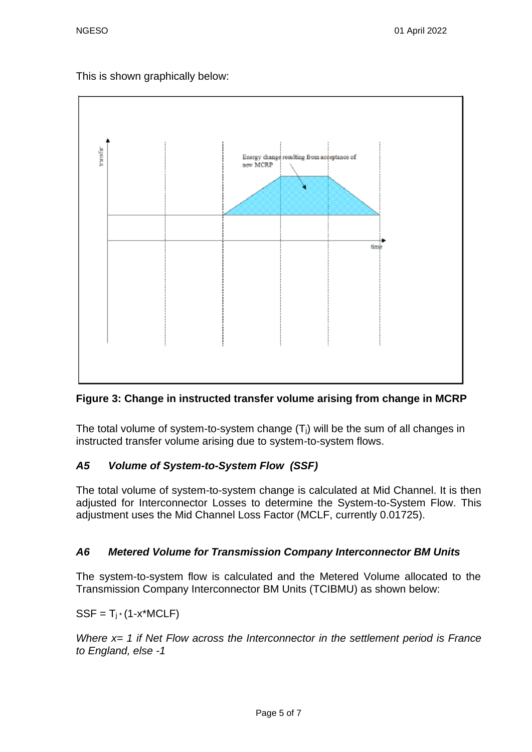This is shown graphically below:

**Figure 3: Change in instructed transfer volume arising from change in MCRP**

The total volume of system-to-system change ($T_j$) will be the sum of all changes in instructed transfer volume arising due to system-to-system flows.

### *A5 Volume of System-to-System Flow (SSF)*

The total volume of system-to-system change is calculated at Mid Channel. It is then adjusted for Interconnector Losses to determine the System-to-System Flow. This adjustment uses the Mid Channel Loss Factor (MCLF, currently 0.01725).

### *A6 Metered Volume for Transmission Company Interconnector BM Units*

The system-to-system flow is calculated and the Metered Volume allocated to the Transmission Company Interconnector BM Units (TCIBMU) as shown below:

$SSF = T_j * (1 - x * MCLF)$

*Where x= 1 if Net Flow across the Interconnector in the settlement period is France to England, else -1*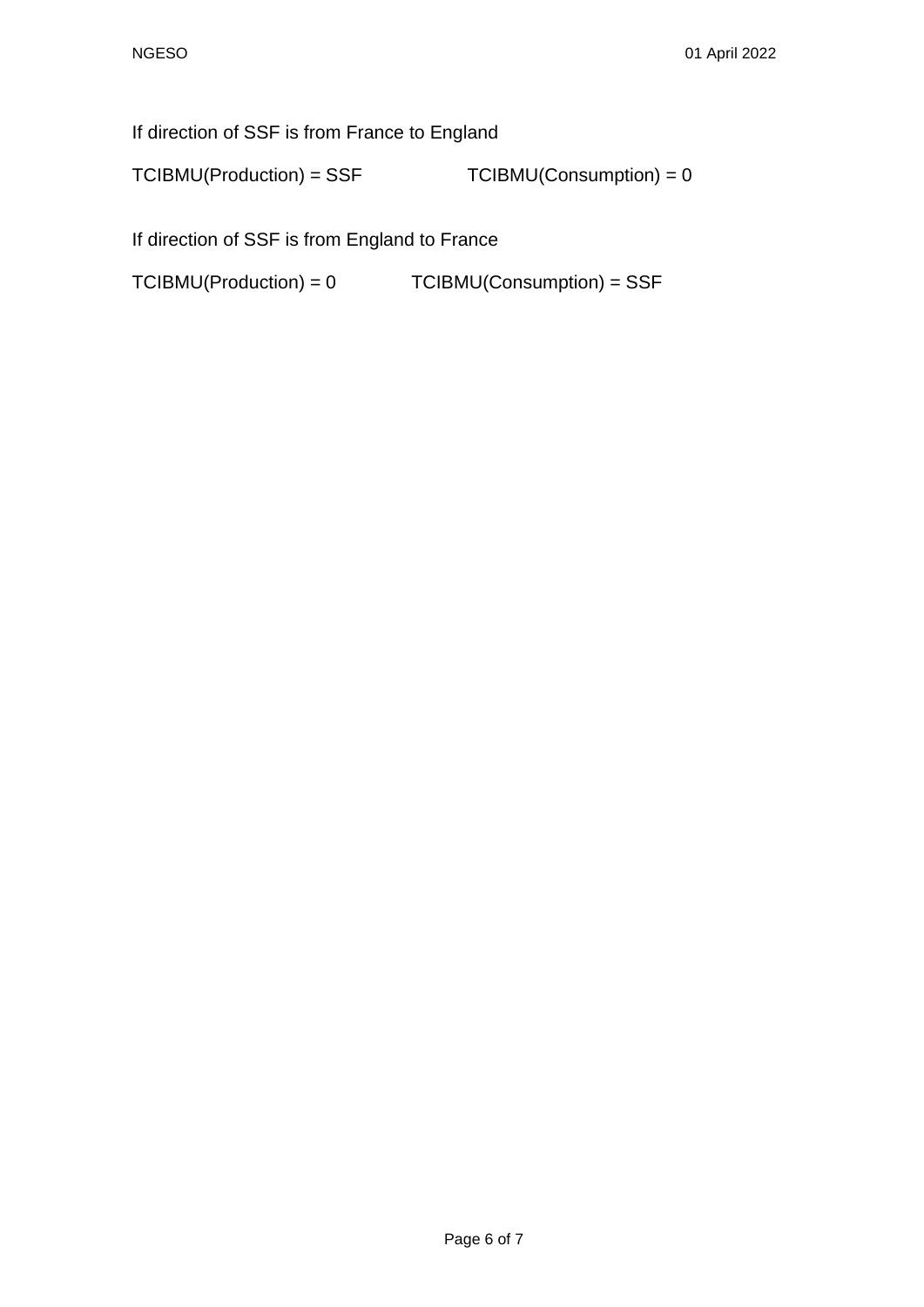If direction of SSF is from France to England

TCIBMU(Production) = SSF TCIBMU(Consumption) = 0

If direction of SSF is from England to France

TCIBMU(Production) = 0 TCIBMU(Consumption) = SSF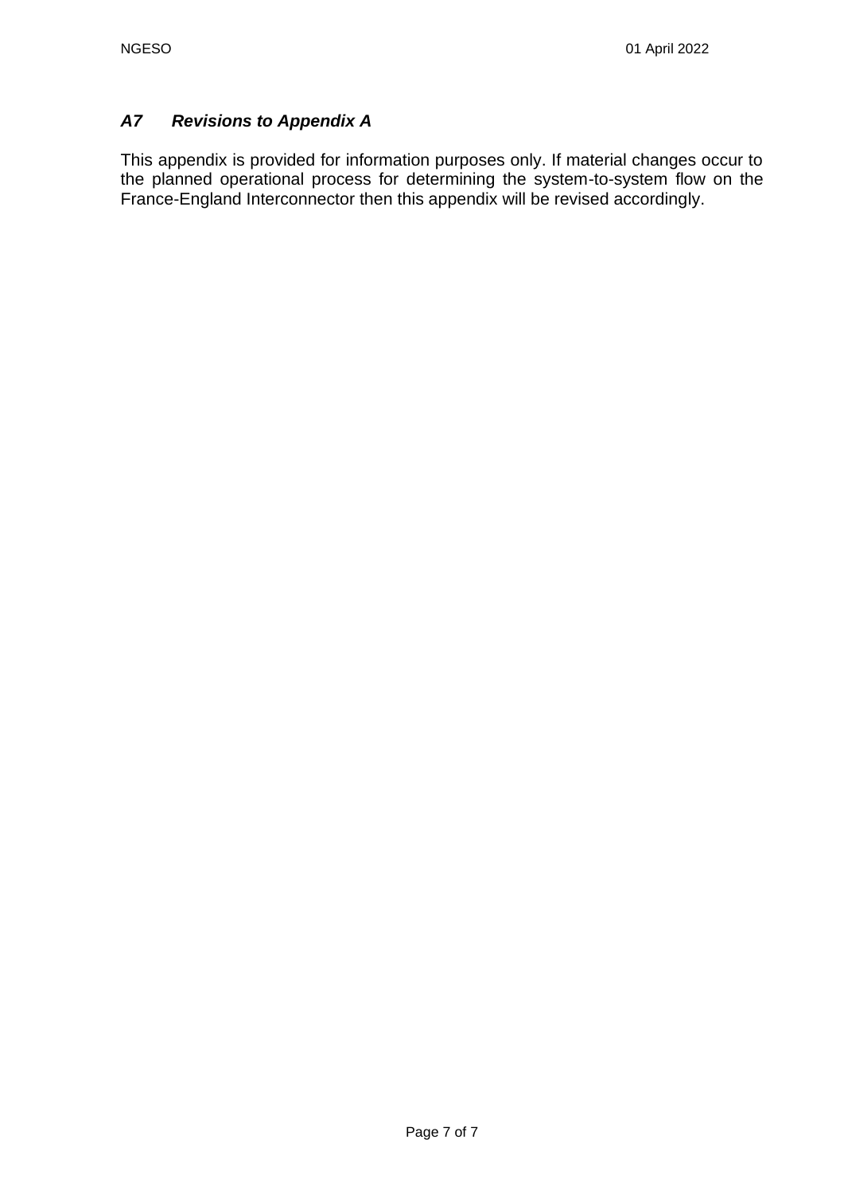### *A7 Revisions to Appendix A*

This appendix is provided for information purposes only. If material changes occur to the planned operational process for determining the system-to-system flow on the France-England Interconnector then this appendix will be revised accordingly.